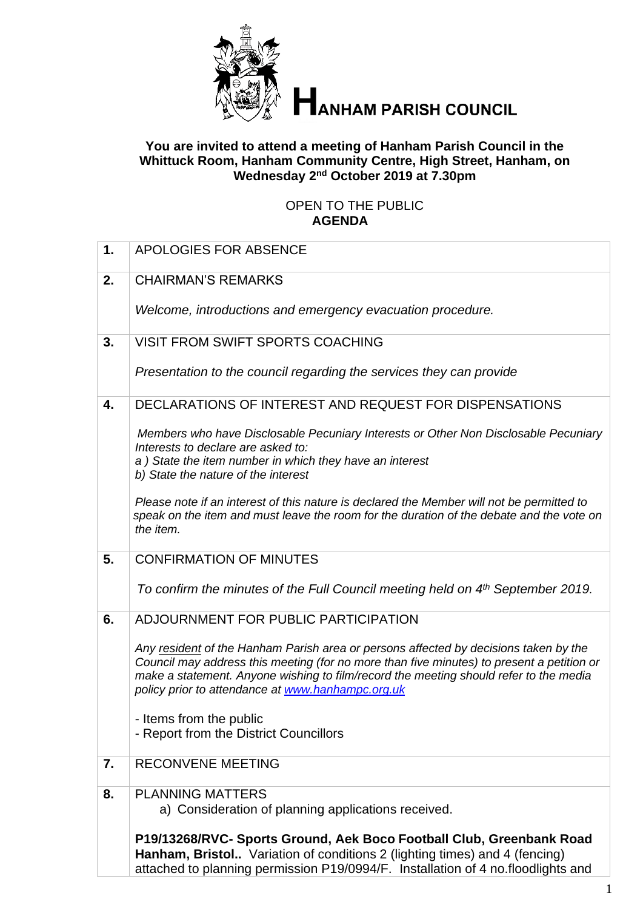# HANHAM PARISH COUNCIL

**You are invited to attend a meeting of Hanham Parish Council in the Whittuck Room, Hanham Community Centre, High Street, Hanham, on Wednesday 2nd October 2019 at 7.30pm**

OPEN TO THE PUBLIC
**AGENDA**

| | |
|---|---|
| **1.** | APOLOGIES FOR ABSENCE |
| **2.** | CHAIRMAN'S REMARKS<br><br>*Welcome, introductions and emergency evacuation procedure.* |
| **3.** | VISIT FROM SWIFT SPORTS COACHING<br><br>*Presentation to the council regarding the services they can provide* |
| **4.** | DECLARATIONS OF INTEREST AND REQUEST FOR DISPENSATIONS<br><br>*Members who have Disclosable Pecuniary Interests or Other Non Disclosable Pecuniary Interests to declare are asked to:*<br>*a ) State the item number in which they have an interest*<br>*b) State the nature of the interest*<br><br>*Please note if an interest of this nature is declared the Member will not be permitted to speak on the item and must leave the room for the duration of the debate and the vote on the item.* |
| **5.** | CONFIRMATION OF MINUTES<br><br>*To confirm the minutes of the Full Council meeting held on 4th September 2019.* |
| **6.** | ADJOURNMENT FOR PUBLIC PARTICIPATION<br><br>*Any resident of the Hanham Parish area or persons affected by decisions taken by the Council may address this meeting (for no more than five minutes) to present a petition or make a statement. Anyone wishing to film/record the meeting should refer to the media policy prior to attendance at www.hanhampc.org.uk*<br><br>- Items from the public<br>- Report from the District Councillors |
| **7.** | RECONVENE MEETING |
| **8.** | PLANNING MATTERS<br>a) Consideration of planning applications received.<br><br>**P19/13268/RVC- Sports Ground, Aek Boco Football Club, Greenbank Road Hanham, Bristol..** Variation of conditions 2 (lighting times) and 4 (fencing) attached to planning permission P19/0994/F. Installation of 4 no.floodlights and |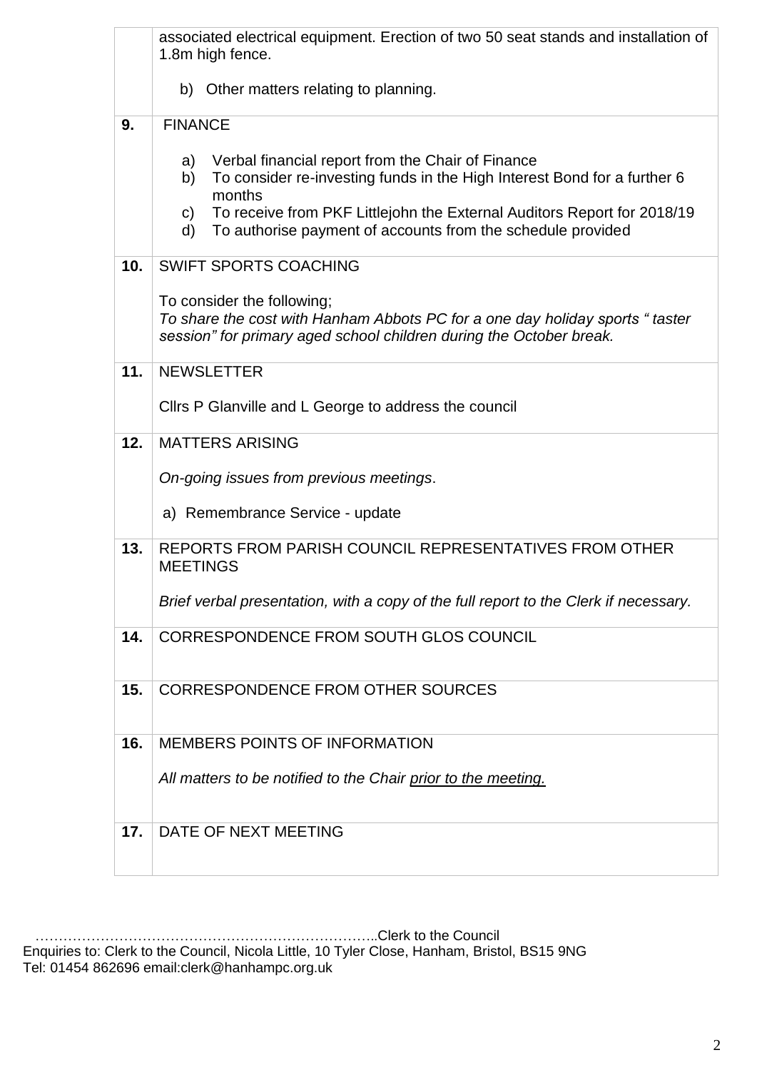| | |
|---|---|
| | associated electrical equipment. Erection of two 50 seat stands and installation of 1.8m high fence.<br><br>b) Other matters relating to planning. |
| **9.** | FINANCE<br><br>a) Verbal financial report from the Chair of Finance<br>b) To consider re-investing funds in the High Interest Bond for a further 6 months<br>c) To receive from PKF Littlejohn the External Auditors Report for 2018/19<br>d) To authorise payment of accounts from the schedule provided |
| **10.** | SWIFT SPORTS COACHING<br><br>To consider the following;<br>*To share the cost with Hanham Abbots PC for a one day holiday sports " taster session" for primary aged school children during the October break.* |
| **11.** | NEWSLETTER<br><br>Cllrs P Glanville and L George to address the council |
| **12.** | MATTERS ARISING<br><br>*On-going issues from previous meetings*.<br><br>a) Remembrance Service - update |
| **13.** | REPORTS FROM PARISH COUNCIL REPRESENTATIVES FROM OTHER MEETINGS<br><br>*Brief verbal presentation, with a copy of the full report to the Clerk if necessary.* |
| **14.** | CORRESPONDENCE FROM SOUTH GLOS COUNCIL |
| **15.** | CORRESPONDENCE FROM OTHER SOURCES |
| **16.** | MEMBERS POINTS OF INFORMATION<br><br>*All matters to be notified to the Chair <u>prior to the meeting.</u>* |
| **17.** | DATE OF NEXT MEETING |

………………………………………………………………..Clerk to the Council
Enquiries to: Clerk to the Council, Nicola Little, 10 Tyler Close, Hanham, Bristol, BS15 9NG
Tel: 01454 862696 email:clerk@hanhampc.org.uk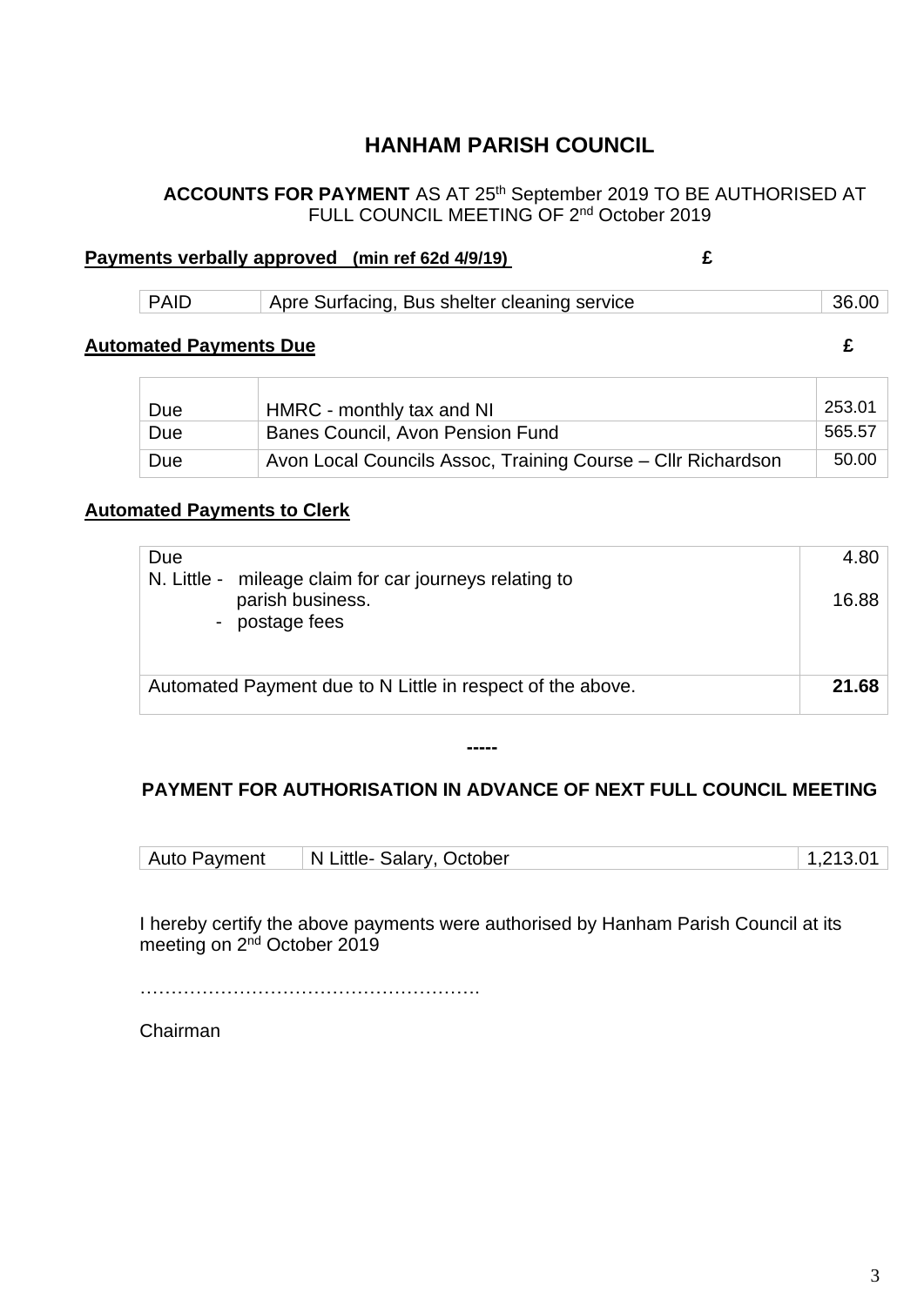# HANHAM PARISH COUNCIL

**ACCOUNTS FOR PAYMENT** AS AT 25th September 2019 TO BE AUTHORISED AT FULL COUNCIL MEETING OF 2nd October 2019

**Payments verbally approved (min ref 62d 4/9/19)** **£**

| | | |
|---|---|---|
| PAID | Apre Surfacing, Bus shelter cleaning service | 36.00 |

**Automated Payments Due** **£**

| | | |
|---|---|---|
| Due | HMRC - monthly tax and NI | 253.01 |
| Due | Banes Council, Avon Pension Fund | 565.57 |
| Due | Avon Local Councils Assoc, Training Course – Cllr Richardson | 50.00 |

**Automated Payments to Clerk**

| | |
|---|---|
| Due<br>N. Little - mileage claim for car journeys relating to parish business.<br>- postage fees | 4.80<br><br>16.88 |
| Automated Payment due to N Little in respect of the above. | **21.68** |

-----

**PAYMENT FOR AUTHORISATION IN ADVANCE OF NEXT FULL COUNCIL MEETING**

| | | |
|---|---|---|
| Auto Payment | N Little- Salary, October | 1,213.01 |

I hereby certify the above payments were authorised by Hanham Parish Council at its meeting on 2nd October 2019

……………………………………………….

Chairman